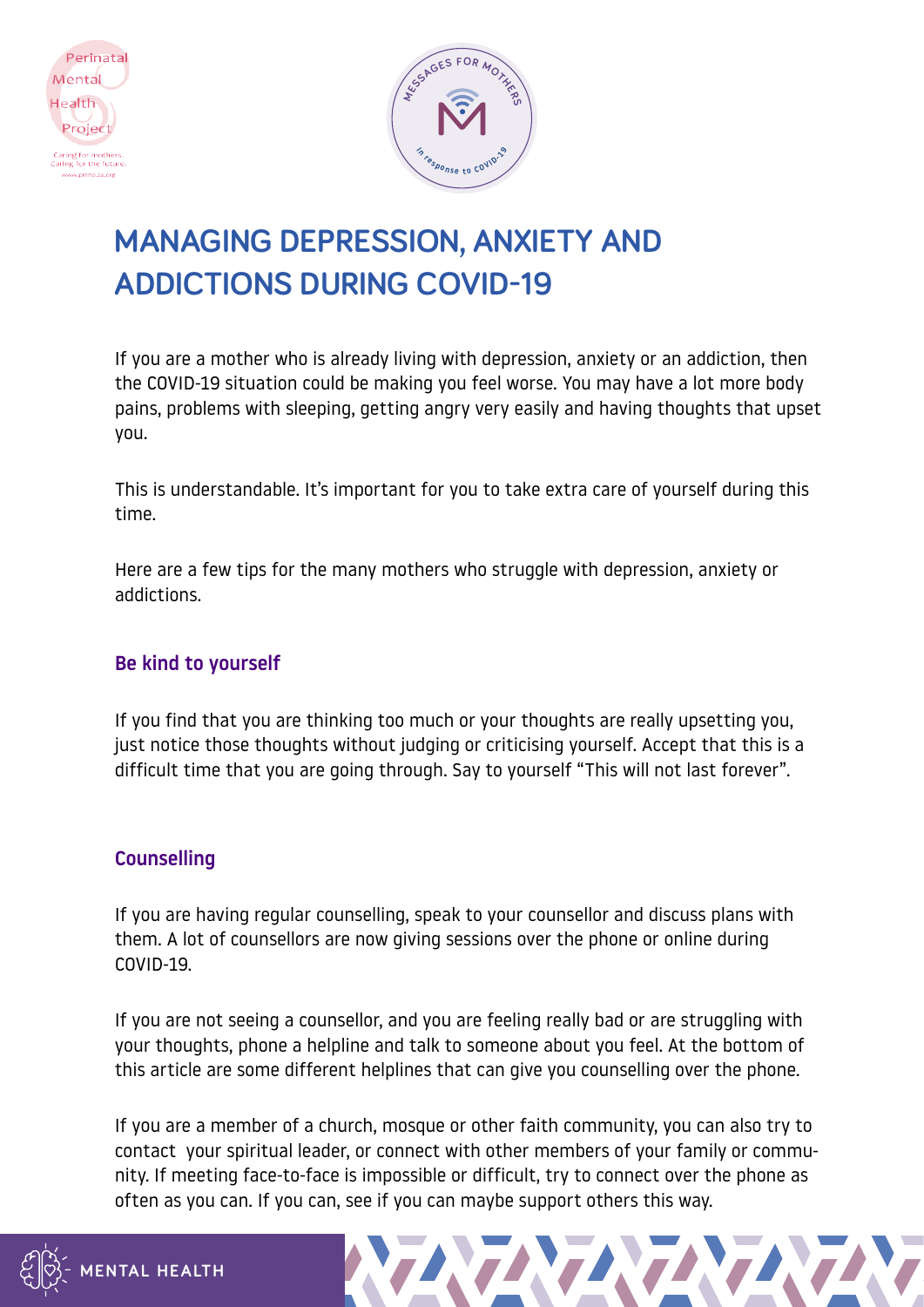# MANAGING DEPRESSION, ANXIETY AND ADDICTIONS DURING COVID-19

If you are a mother who is already living with depression, anxiety or an addiction, then the COVID-19 situation could be making you feel worse. You may have a lot more body pains, problems with sleeping, getting angry very easily and having thoughts that upset you.

This is understandable. It's important for you to take extra care of yourself during this time.

Here are a few tips for the many mothers who struggle with depression, anxiety or addictions.

## Be kind to yourself

If you find that you are thinking too much or your thoughts are really upsetting you, just notice those thoughts without judging or criticising yourself. Accept that this is a difficult time that you are going through. Say to yourself "This will not last forever".

## Counselling

If you are having regular counselling, speak to your counsellor and discuss plans with them. A lot of counsellors are now giving sessions over the phone or online during COVID-19.

If you are not seeing a counsellor, and you are feeling really bad or are struggling with your thoughts, phone a helpline and talk to someone about you feel. At the bottom of this article are some different helplines that can give you counselling over the phone.

If you are a member of a church, mosque or other faith community, you can also try to contact your spiritual leader, or connect with other members of your family or community. If meeting face-to-face is impossible or difficult, try to connect over the phone as often as you can. If you can, see if you can maybe support others this way.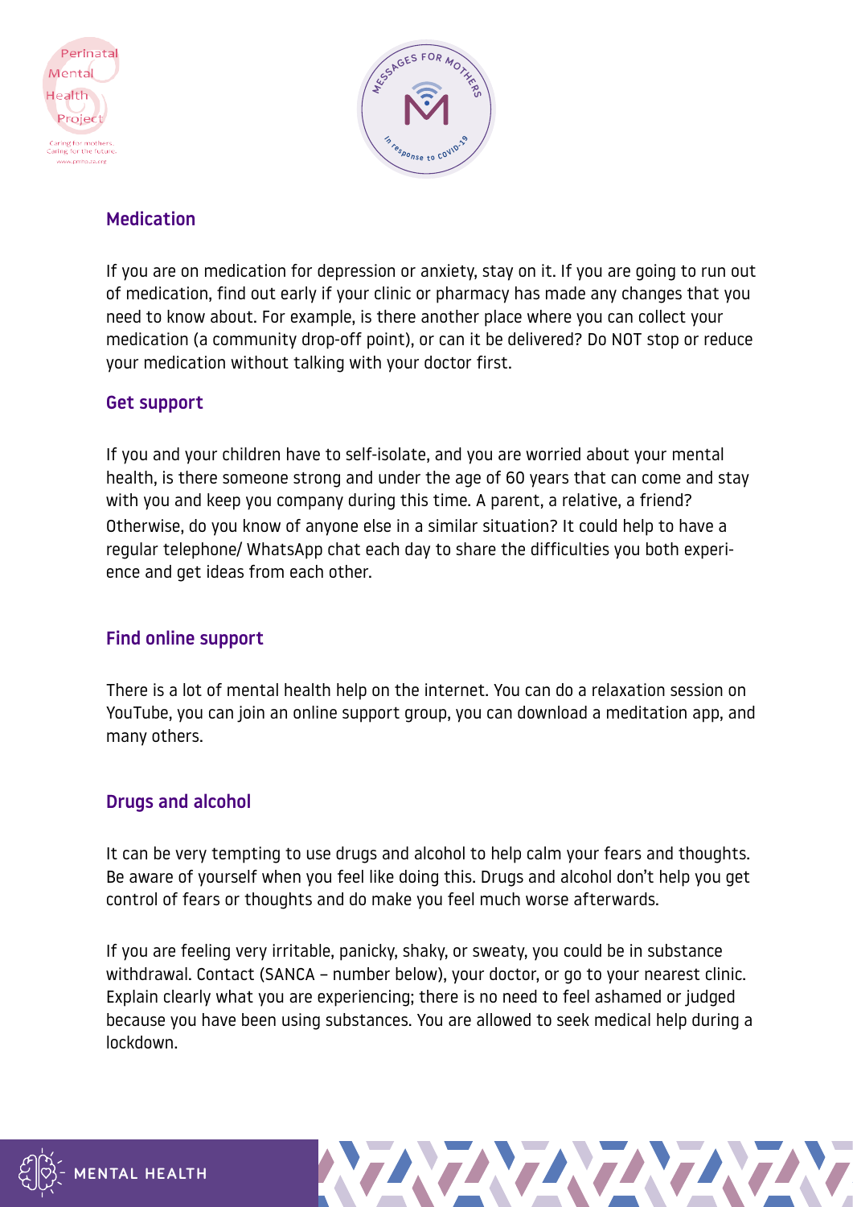## Medication

If you are on medication for depression or anxiety, stay on it. If you are going to run out of medication, find out early if your clinic or pharmacy has made any changes that you need to know about. For example, is there another place where you can collect your medication (a community drop-off point), or can it be delivered? Do NOT stop or reduce your medication without talking with your doctor first.

## Get support

If you and your children have to self-isolate, and you are worried about your mental health, is there someone strong and under the age of 60 years that can come and stay with you and keep you company during this time. A parent, a relative, a friend? Otherwise, do you know of anyone else in a similar situation? It could help to have a regular telephone/ WhatsApp chat each day to share the difficulties you both experience and get ideas from each other.

## Find online support

There is a lot of mental health help on the internet. You can do a relaxation session on YouTube, you can join an online support group, you can download a meditation app, and many others.

## Drugs and alcohol

It can be very tempting to use drugs and alcohol to help calm your fears and thoughts. Be aware of yourself when you feel like doing this. Drugs and alcohol don't help you get control of fears or thoughts and do make you feel much worse afterwards.

If you are feeling very irritable, panicky, shaky, or sweaty, you could be in substance withdrawal. Contact (SANCA – number below), your doctor, or go to your nearest clinic. Explain clearly what you are experiencing; there is no need to feel ashamed or judged because you have been using substances. You are allowed to seek medical help during a lockdown.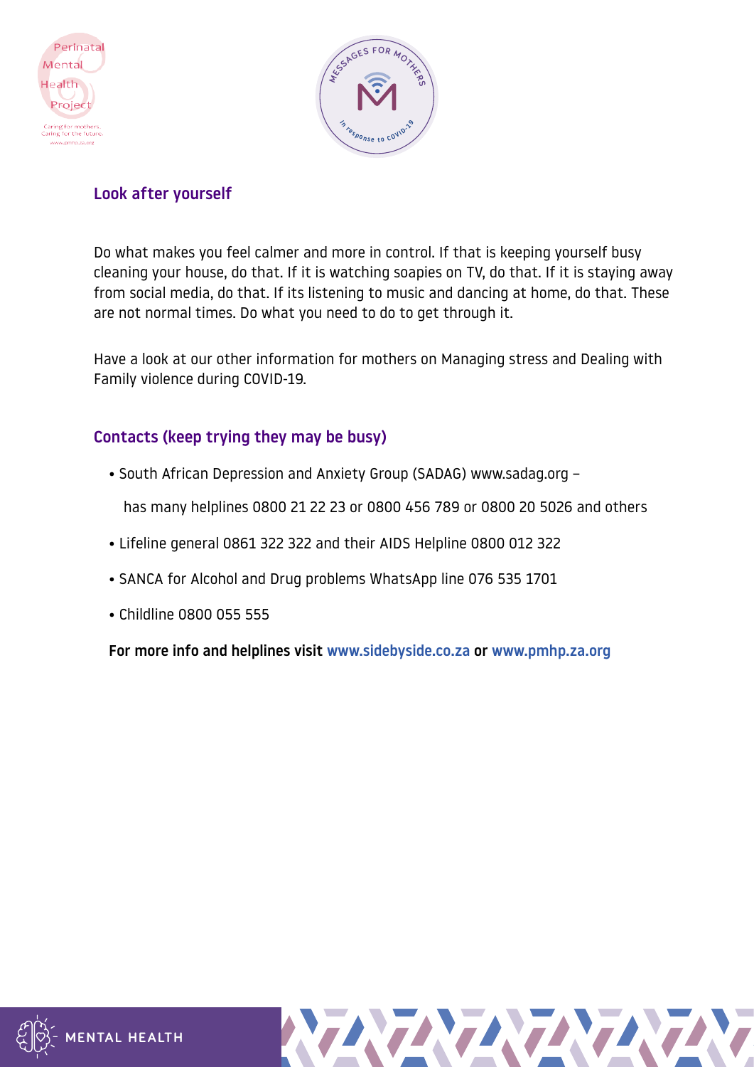## Look after yourself

Do what makes you feel calmer and more in control. If that is keeping yourself busy cleaning your house, do that. If it is watching soapies on TV, do that. If it is staying away from social media, do that. If its listening to music and dancing at home, do that. These are not normal times. Do what you need to do to get through it.

Have a look at our other information for mothers on Managing stress and Dealing with Family violence during COVID-19.

## Contacts (keep trying they may be busy)

- South African Depression and Anxiety Group (SADAG) www.sadag.org – has many helplines 0800 21 22 23 or 0800 456 789 or 0800 20 5026 and others
- Lifeline general 0861 322 322 and their AIDS Helpline 0800 012 322
- SANCA for Alcohol and Drug problems WhatsApp line 076 535 1701
- Childline 0800 055 555

**For more info and helplines visit www.sidebyside.co.za or www.pmhp.za.org**